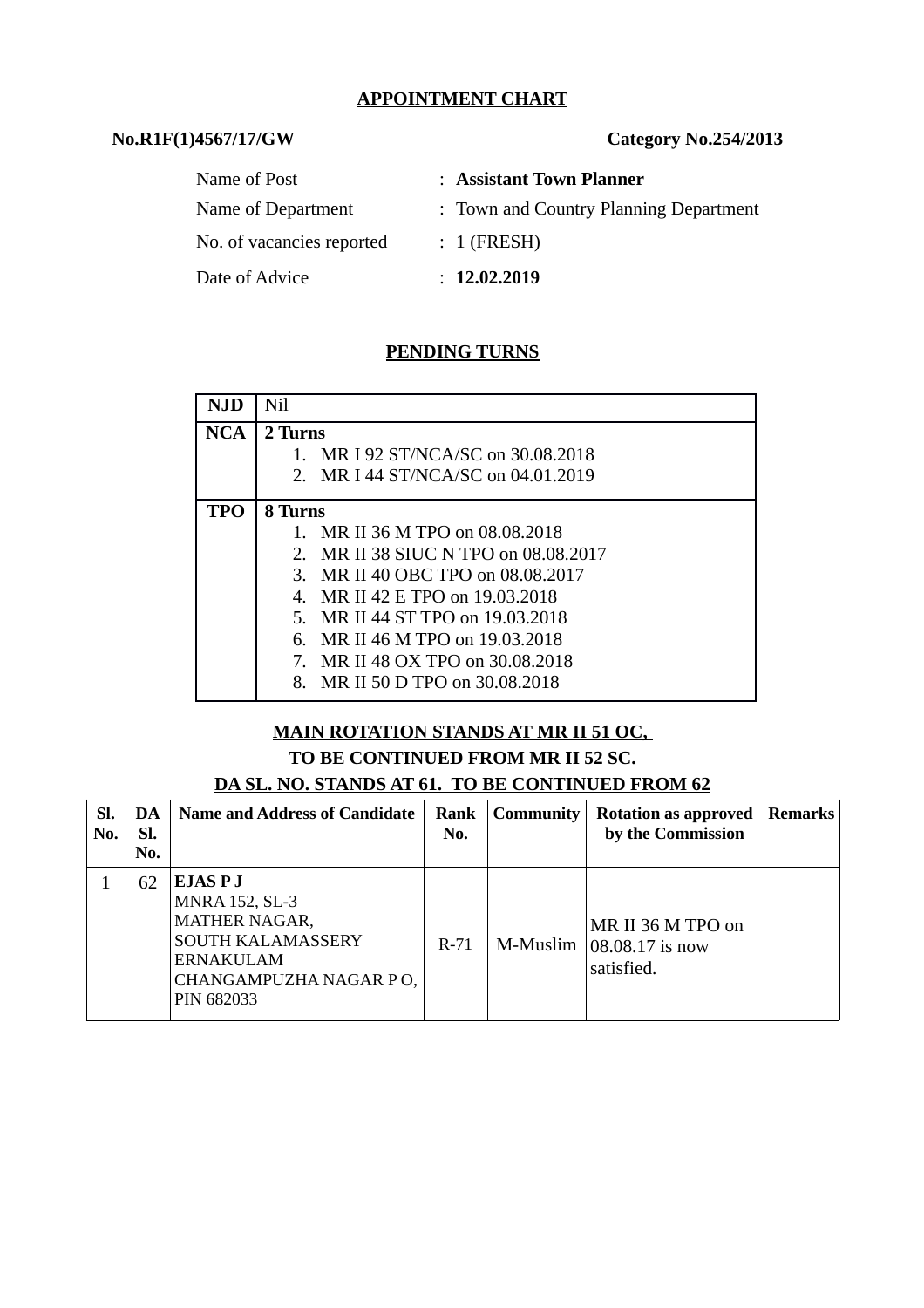## APPOINTMENT CHART

**No.R1F(1)4567/17/GW** **Category No.254/2013**

| | |
|---|---|
| Name of Post | : **Assistant Town Planner** |
| Name of Department | : Town and Country Planning Department |
| No. of vacancies reported | : 1 (FRESH) |
| Date of Advice | : **12.02.2019** |

## PENDING TURNS

| | |
|---|---|
| **NJD** | Nil |
| **NCA** | **2 Turns**<br>1. MR I 92 ST/NCA/SC on 30.08.2018<br>2. MR I 44 ST/NCA/SC on 04.01.2019 |
| **TPO** | **8 Turns**<br>1. MR II 36 M TPO on 08.08.2018<br>2. MR II 38 SIUC N TPO on 08.08.2017<br>3. MR II 40 OBC TPO on 08.08.2017<br>4. MR II 42 E TPO on 19.03.2018<br>5. MR II 44 ST TPO on 19.03.2018<br>6. MR II 46 M TPO on 19.03.2018<br>7. MR II 48 OX TPO on 30.08.2018<br>8. MR II 50 D TPO on 30.08.2018 |

**MAIN ROTATION STANDS AT MR II 51 OC,**
**TO BE CONTINUED FROM MR II 52 SC.**
**DA SL. NO. STANDS AT 61. TO BE CONTINUED FROM 62**

| Sl. No. | DA Sl. No. | Name and Address of Candidate | Rank No. | Community | Rotation as approved by the Commission | Remarks |
|---|---|---|---|---|---|---|
| 1 | 62 | **EJAS P J**<br>MNRA 152, SL-3<br>MATHER NAGAR,<br>SOUTH KALAMASSERY<br>ERNAKULAM<br>CHANGAMPUZHA NAGAR P O,<br>PIN 682033 | R-71 | M-Muslim | MR II 36 M TPO on 08.08.17 is now satisfied. | |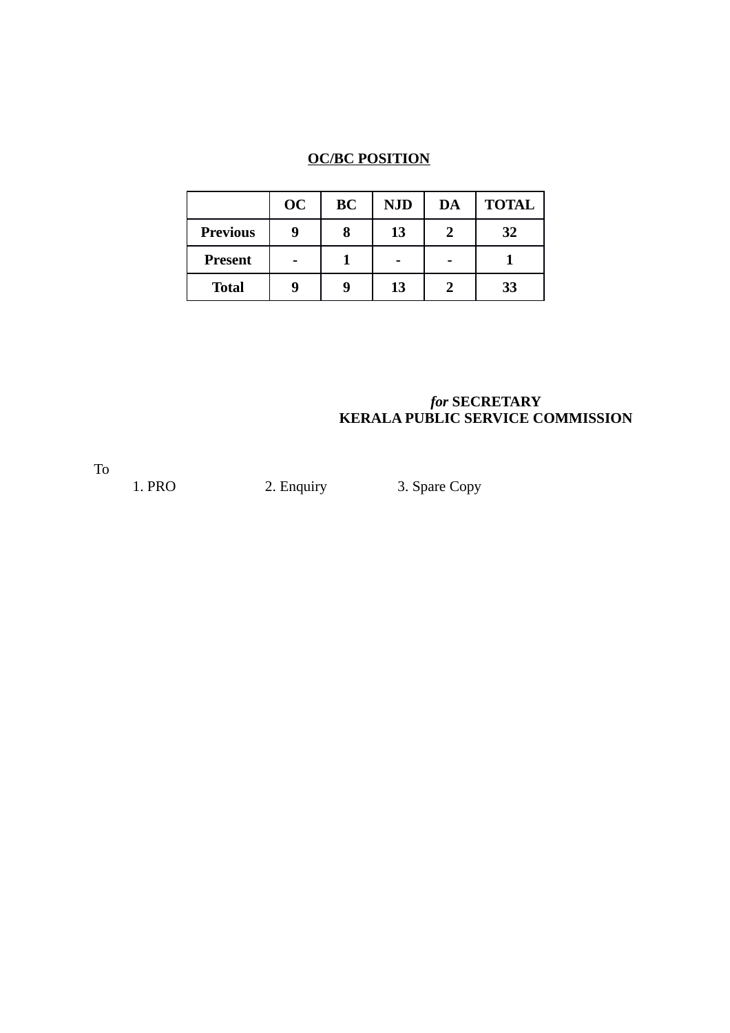**<u>OC/BC POSITION</u>**

| | OC | BC | NJD | DA | TOTAL |
|---|---|---|---|---|---|
| **Previous** | **9** | **8** | **13** | **2** | **32** |
| **Present** | **-** | **1** | **-** | **-** | **1** |
| **Total** | **9** | **9** | **13** | **2** | **33** |

***for*** **SECRETARY**
**KERALA PUBLIC SERVICE COMMISSION**

To

1. PRO
2. Enquiry
3. Spare Copy